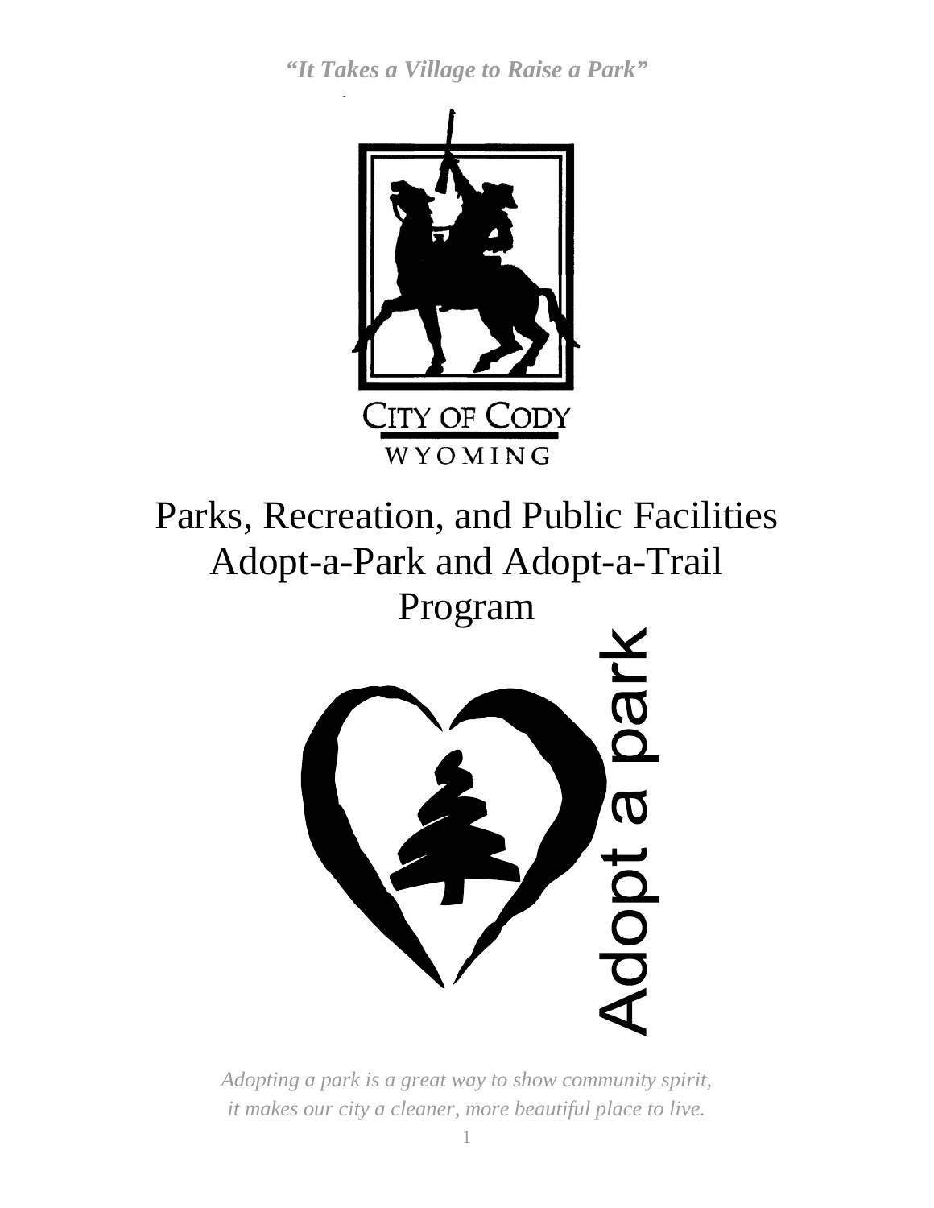*"It Takes a Village to Raise a Park"*

CITY OF CODY
WYOMING

# Parks, Recreation, and Public Facilities Adopt-a-Park and Adopt-a-Trail Program

Adopt a park

*Adopting a park is a great way to show community spirit, it makes our city a cleaner, more beautiful place to live.*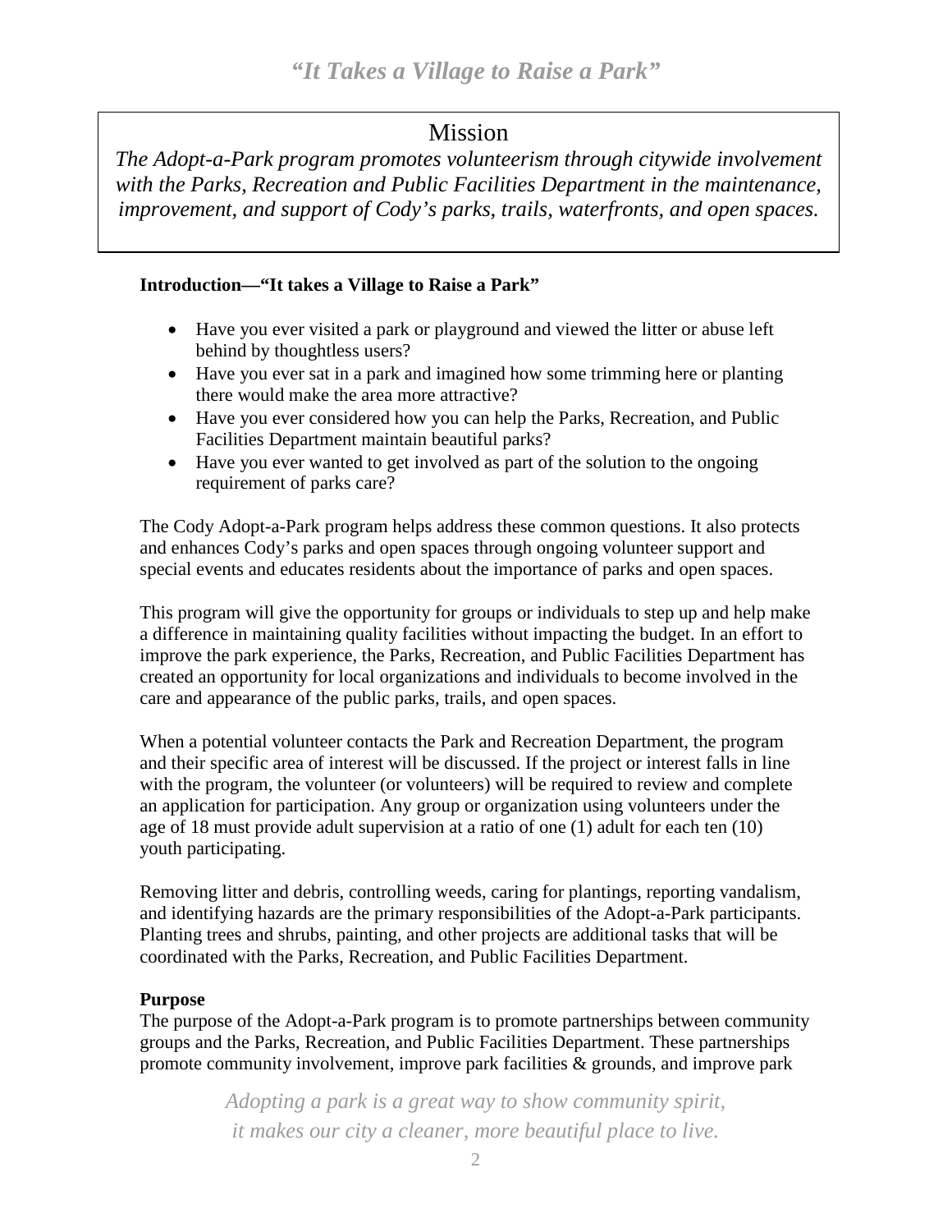# *"It Takes a Village to Raise a Park"*

## Mission

*The Adopt-a-Park program promotes volunteerism through citywide involvement with the Parks, Recreation and Public Facilities Department in the maintenance, improvement, and support of Cody's parks, trails, waterfronts, and open spaces.*

**Introduction—"It takes a Village to Raise a Park"**

- Have you ever visited a park or playground and viewed the litter or abuse left behind by thoughtless users?
- Have you ever sat in a park and imagined how some trimming here or planting there would make the area more attractive?
- Have you ever considered how you can help the Parks, Recreation, and Public Facilities Department maintain beautiful parks?
- Have you ever wanted to get involved as part of the solution to the ongoing requirement of parks care?

The Cody Adopt-a-Park program helps address these common questions. It also protects and enhances Cody's parks and open spaces through ongoing volunteer support and special events and educates residents about the importance of parks and open spaces.

This program will give the opportunity for groups or individuals to step up and help make a difference in maintaining quality facilities without impacting the budget. In an effort to improve the park experience, the Parks, Recreation, and Public Facilities Department has created an opportunity for local organizations and individuals to become involved in the care and appearance of the public parks, trails, and open spaces.

When a potential volunteer contacts the Park and Recreation Department, the program and their specific area of interest will be discussed. If the project or interest falls in line with the program, the volunteer (or volunteers) will be required to review and complete an application for participation. Any group or organization using volunteers under the age of 18 must provide adult supervision at a ratio of one (1) adult for each ten (10) youth participating.

Removing litter and debris, controlling weeds, caring for plantings, reporting vandalism, and identifying hazards are the primary responsibilities of the Adopt-a-Park participants. Planting trees and shrubs, painting, and other projects are additional tasks that will be coordinated with the Parks, Recreation, and Public Facilities Department.

**Purpose**

The purpose of the Adopt-a-Park program is to promote partnerships between community groups and the Parks, Recreation, and Public Facilities Department. These partnerships promote community involvement, improve park facilities & grounds, and improve park

*Adopting a park is a great way to show community spirit, it makes our city a cleaner, more beautiful place to live.*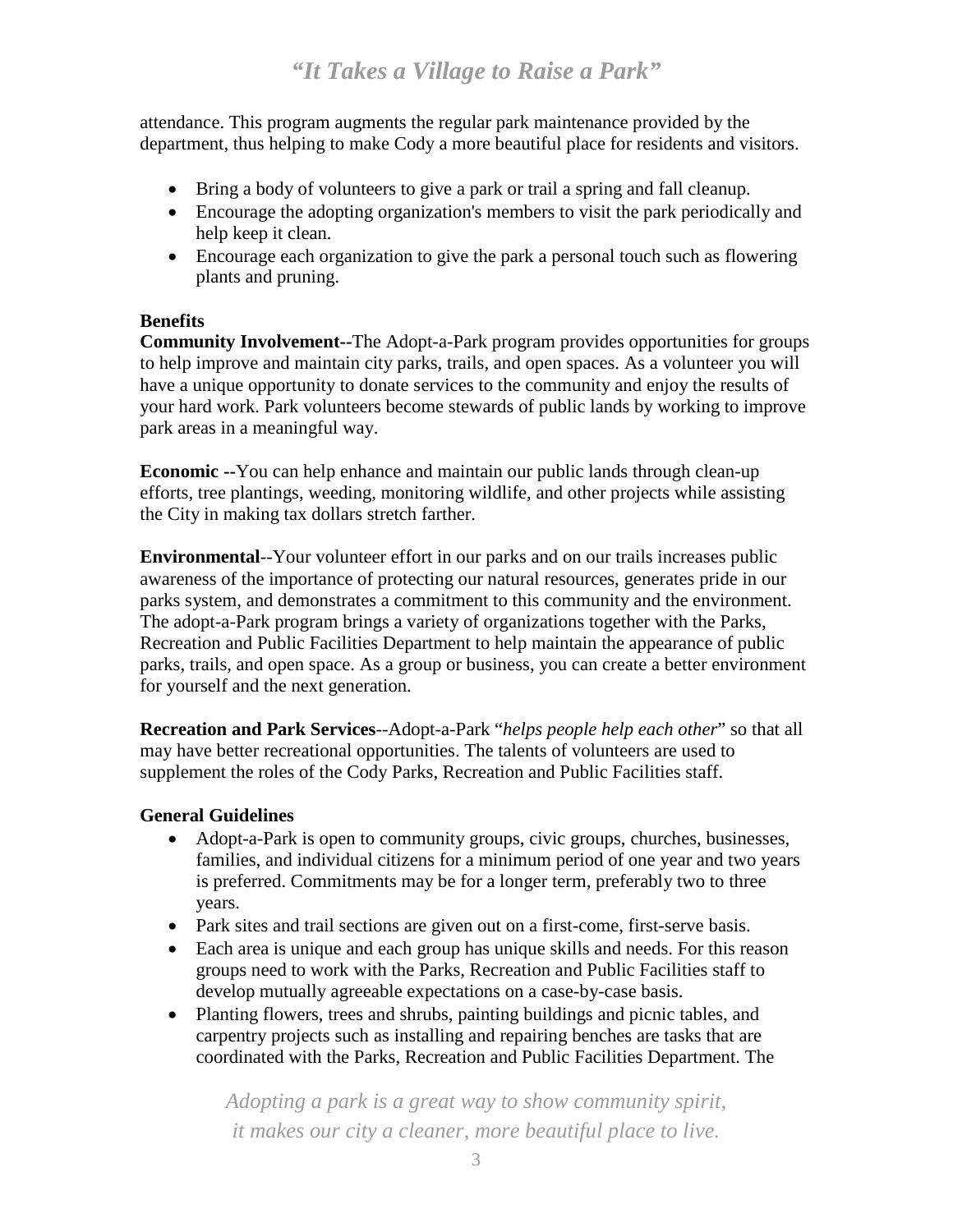attendance. This program augments the regular park maintenance provided by the department, thus helping to make Cody a more beautiful place for residents and visitors.

- Bring a body of volunteers to give a park or trail a spring and fall cleanup.
- Encourage the adopting organization's members to visit the park periodically and help keep it clean.
- Encourage each organization to give the park a personal touch such as flowering plants and pruning.

**Benefits**

**Community Involvement--**The Adopt-a-Park program provides opportunities for groups to help improve and maintain city parks, trails, and open spaces. As a volunteer you will have a unique opportunity to donate services to the community and enjoy the results of your hard work. Park volunteers become stewards of public lands by working to improve park areas in a meaningful way.

**Economic --**You can help enhance and maintain our public lands through clean-up efforts, tree plantings, weeding, monitoring wildlife, and other projects while assisting the City in making tax dollars stretch farther.

**Environmental**--Your volunteer effort in our parks and on our trails increases public awareness of the importance of protecting our natural resources, generates pride in our parks system, and demonstrates a commitment to this community and the environment. The adopt-a-Park program brings a variety of organizations together with the Parks, Recreation and Public Facilities Department to help maintain the appearance of public parks, trails, and open space. As a group or business, you can create a better environment for yourself and the next generation.

**Recreation and Park Services**--Adopt-a-Park "*helps people help each other*" so that all may have better recreational opportunities. The talents of volunteers are used to supplement the roles of the Cody Parks, Recreation and Public Facilities staff.

**General Guidelines**

- Adopt-a-Park is open to community groups, civic groups, churches, businesses, families, and individual citizens for a minimum period of one year and two years is preferred. Commitments may be for a longer term, preferably two to three years.
- Park sites and trail sections are given out on a first-come, first-serve basis.
- Each area is unique and each group has unique skills and needs. For this reason groups need to work with the Parks, Recreation and Public Facilities staff to develop mutually agreeable expectations on a case-by-case basis.
- Planting flowers, trees and shrubs, painting buildings and picnic tables, and carpentry projects such as installing and repairing benches are tasks that are coordinated with the Parks, Recreation and Public Facilities Department. The

*Adopting a park is a great way to show community spirit, it makes our city a cleaner, more beautiful place to live.*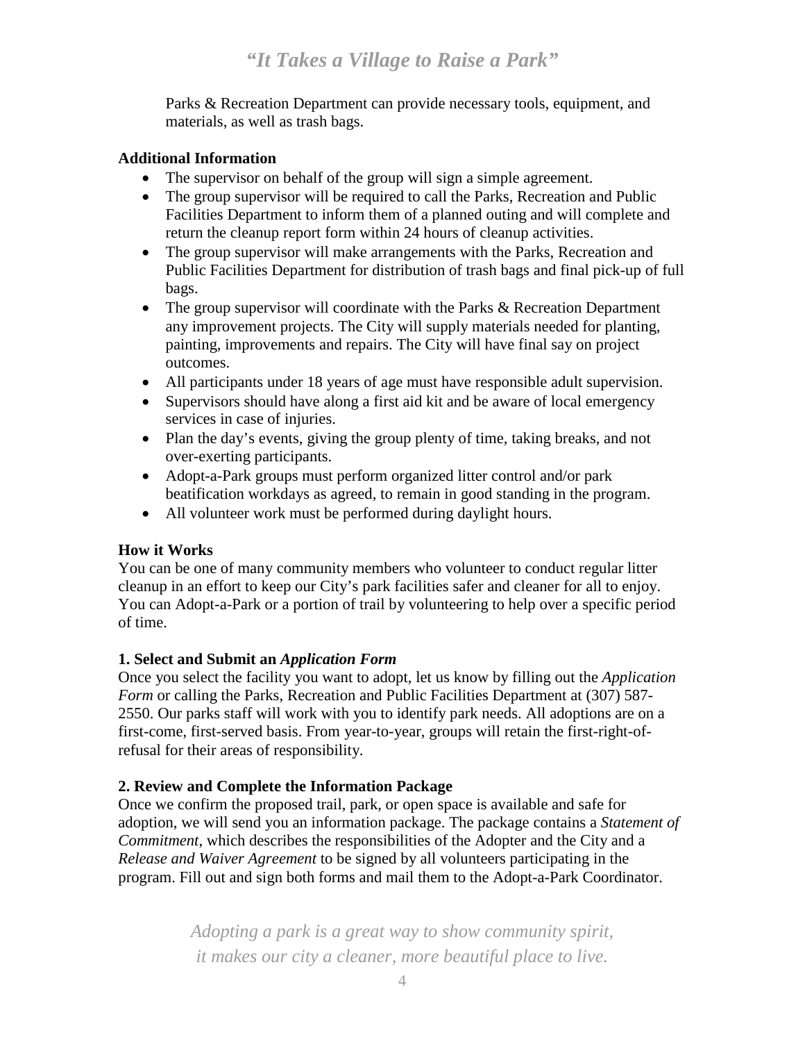Parks & Recreation Department can provide necessary tools, equipment, and materials, as well as trash bags.

**Additional Information**

- The supervisor on behalf of the group will sign a simple agreement.
- The group supervisor will be required to call the Parks, Recreation and Public Facilities Department to inform them of a planned outing and will complete and return the cleanup report form within 24 hours of cleanup activities.
- The group supervisor will make arrangements with the Parks, Recreation and Public Facilities Department for distribution of trash bags and final pick-up of full bags.
- The group supervisor will coordinate with the Parks & Recreation Department any improvement projects. The City will supply materials needed for planting, painting, improvements and repairs. The City will have final say on project outcomes.
- All participants under 18 years of age must have responsible adult supervision.
- Supervisors should have along a first aid kit and be aware of local emergency services in case of injuries.
- Plan the day's events, giving the group plenty of time, taking breaks, and not over-exerting participants.
- Adopt-a-Park groups must perform organized litter control and/or park beatification workdays as agreed, to remain in good standing in the program.
- All volunteer work must be performed during daylight hours.

**How it Works**

You can be one of many community members who volunteer to conduct regular litter cleanup in an effort to keep our City's park facilities safer and cleaner for all to enjoy. You can Adopt-a-Park or a portion of trail by volunteering to help over a specific period of time.

**1. Select and Submit an *Application Form***

Once you select the facility you want to adopt, let us know by filling out the *Application Form* or calling the Parks, Recreation and Public Facilities Department at (307) 587-2550. Our parks staff will work with you to identify park needs. All adoptions are on a first-come, first-served basis. From year-to-year, groups will retain the first-right-of-refusal for their areas of responsibility.

**2. Review and Complete the Information Package**

Once we confirm the proposed trail, park, or open space is available and safe for adoption, we will send you an information package. The package contains a *Statement of Commitment*, which describes the responsibilities of the Adopter and the City and a *Release and Waiver Agreement* to be signed by all volunteers participating in the program. Fill out and sign both forms and mail them to the Adopt-a-Park Coordinator.

*Adopting a park is a great way to show community spirit, it makes our city a cleaner, more beautiful place to live.*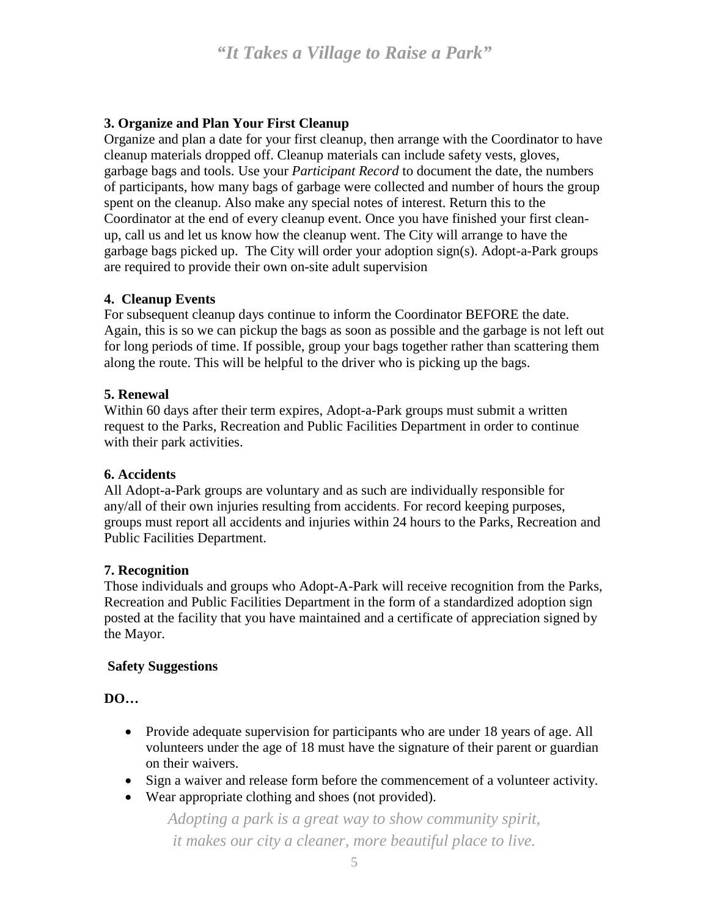### 3. Organize and Plan Your First Cleanup

Organize and plan a date for your first cleanup, then arrange with the Coordinator to have cleanup materials dropped off. Cleanup materials can include safety vests, gloves, garbage bags and tools. Use your *Participant Record* to document the date, the numbers of participants, how many bags of garbage were collected and number of hours the group spent on the cleanup. Also make any special notes of interest. Return this to the Coordinator at the end of every cleanup event. Once you have finished your first clean-up, call us and let us know how the cleanup went. The City will arrange to have the garbage bags picked up. The City will order your adoption sign(s). Adopt-a-Park groups are required to provide their own on-site adult supervision

### 4. Cleanup Events

For subsequent cleanup days continue to inform the Coordinator BEFORE the date. Again, this is so we can pickup the bags as soon as possible and the garbage is not left out for long periods of time. If possible, group your bags together rather than scattering them along the route. This will be helpful to the driver who is picking up the bags.

### 5. Renewal

Within 60 days after their term expires, Adopt-a-Park groups must submit a written request to the Parks, Recreation and Public Facilities Department in order to continue with their park activities.

### 6. Accidents

All Adopt-a-Park groups are voluntary and as such are individually responsible for any/all of their own injuries resulting from accidents. For record keeping purposes, groups must report all accidents and injuries within 24 hours to the Parks, Recreation and Public Facilities Department.

### 7. Recognition

Those individuals and groups who Adopt-A-Park will receive recognition from the Parks, Recreation and Public Facilities Department in the form of a standardized adoption sign posted at the facility that you have maintained and a certificate of appreciation signed by the Mayor.

### Safety Suggestions

**DO…**

- Provide adequate supervision for participants who are under 18 years of age. All volunteers under the age of 18 must have the signature of their parent or guardian on their waivers.
- Sign a waiver and release form before the commencement of a volunteer activity.
- Wear appropriate clothing and shoes (not provided).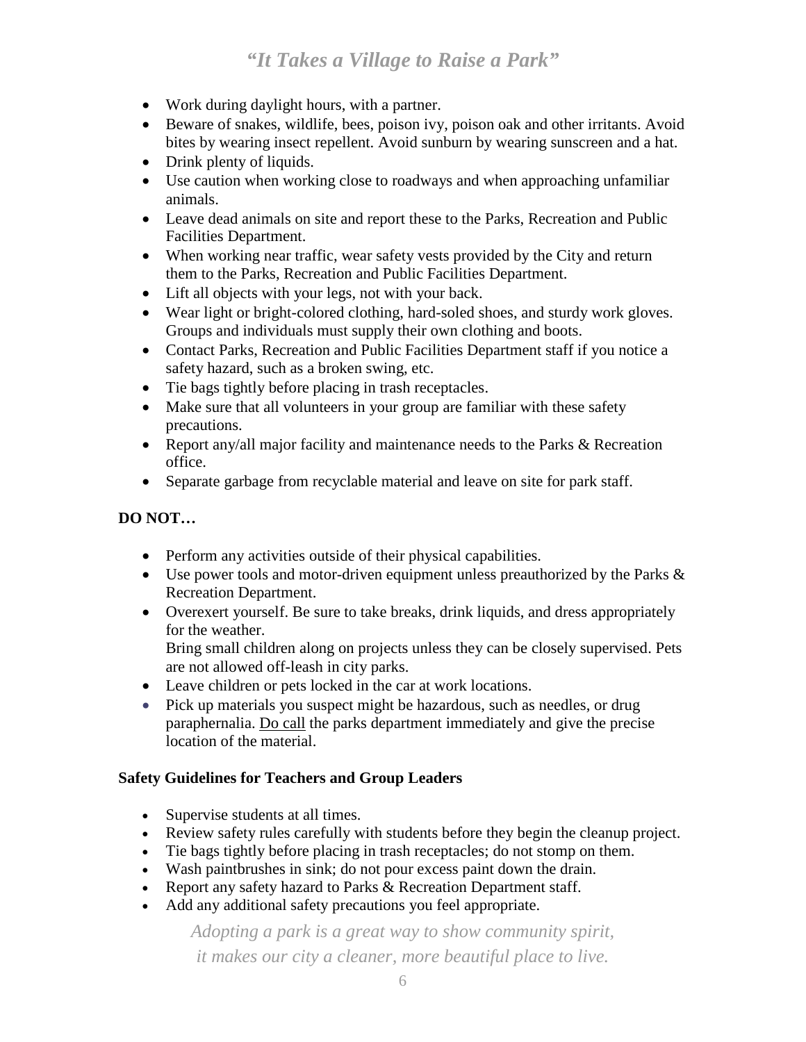- Work during daylight hours, with a partner.
- Beware of snakes, wildlife, bees, poison ivy, poison oak and other irritants. Avoid bites by wearing insect repellent. Avoid sunburn by wearing sunscreen and a hat.
- Drink plenty of liquids.
- Use caution when working close to roadways and when approaching unfamiliar animals.
- Leave dead animals on site and report these to the Parks, Recreation and Public Facilities Department.
- When working near traffic, wear safety vests provided by the City and return them to the Parks, Recreation and Public Facilities Department.
- Lift all objects with your legs, not with your back.
- Wear light or bright-colored clothing, hard-soled shoes, and sturdy work gloves. Groups and individuals must supply their own clothing and boots.
- Contact Parks, Recreation and Public Facilities Department staff if you notice a safety hazard, such as a broken swing, etc.
- Tie bags tightly before placing in trash receptacles.
- Make sure that all volunteers in your group are familiar with these safety precautions.
- Report any/all major facility and maintenance needs to the Parks & Recreation office.
- Separate garbage from recyclable material and leave on site for park staff.

**DO NOT…**

- Perform any activities outside of their physical capabilities.
- Use power tools and motor-driven equipment unless preauthorized by the Parks & Recreation Department.
- Overexert yourself. Be sure to take breaks, drink liquids, and dress appropriately for the weather.
  Bring small children along on projects unless they can be closely supervised. Pets are not allowed off-leash in city parks.
- Leave children or pets locked in the car at work locations.
- Pick up materials you suspect might be hazardous, such as needles, or drug paraphernalia. Do call the parks department immediately and give the precise location of the material.

**Safety Guidelines for Teachers and Group Leaders**

- Supervise students at all times.
- Review safety rules carefully with students before they begin the cleanup project.
- Tie bags tightly before placing in trash receptacles; do not stomp on them.
- Wash paintbrushes in sink; do not pour excess paint down the drain.
- Report any safety hazard to Parks & Recreation Department staff.
- Add any additional safety precautions you feel appropriate.

*Adopting a park is a great way to show community spirit,*
*it makes our city a cleaner, more beautiful place to live.*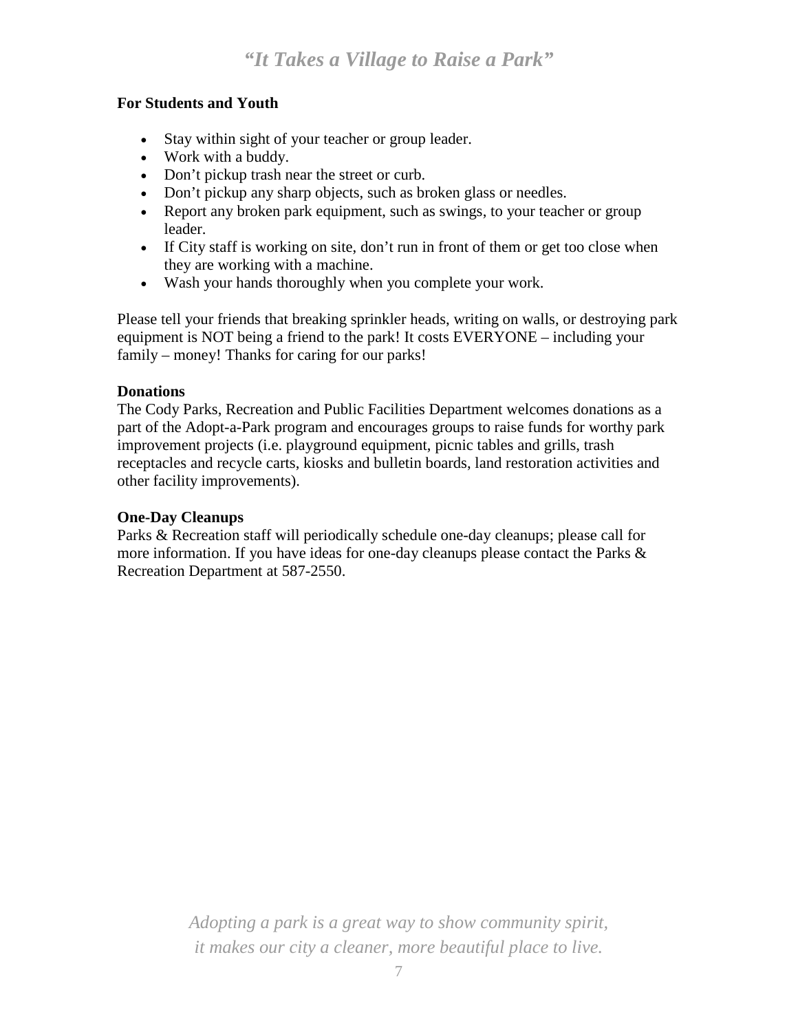**For Students and Youth**

- Stay within sight of your teacher or group leader.
- Work with a buddy.
- Don't pickup trash near the street or curb.
- Don't pickup any sharp objects, such as broken glass or needles.
- Report any broken park equipment, such as swings, to your teacher or group leader.
- If City staff is working on site, don't run in front of them or get too close when they are working with a machine.
- Wash your hands thoroughly when you complete your work.

Please tell your friends that breaking sprinkler heads, writing on walls, or destroying park equipment is NOT being a friend to the park! It costs EVERYONE – including your family – money! Thanks for caring for our parks!

**Donations**

The Cody Parks, Recreation and Public Facilities Department welcomes donations as a part of the Adopt-a-Park program and encourages groups to raise funds for worthy park improvement projects (i.e. playground equipment, picnic tables and grills, trash receptacles and recycle carts, kiosks and bulletin boards, land restoration activities and other facility improvements).

**One-Day Cleanups**

Parks & Recreation staff will periodically schedule one-day cleanups; please call for more information. If you have ideas for one-day cleanups please contact the Parks & Recreation Department at 587-2550.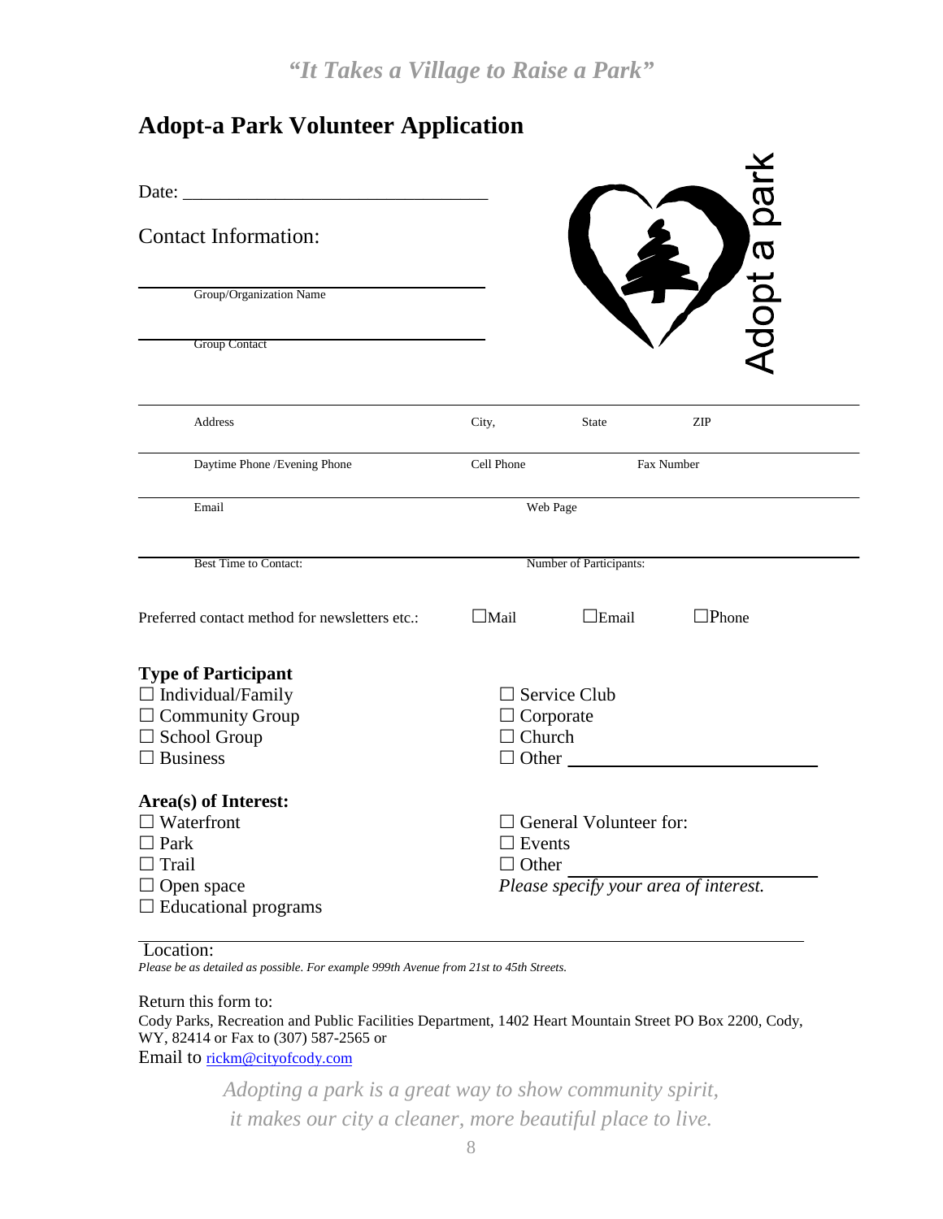*"It Takes a Village to Raise a Park"*

## Adopt-a Park Volunteer Application

Date: ______________________________

Contact Information:

______________________________
Group/Organization Name

______________________________
Group Contact

Adopt a park

______________________________
Address | City, | State | ZIP

______________________________
Daytime Phone /Evening Phone | Cell Phone | Fax Number

______________________________
Email | Web Page

______________________________
Best Time to Contact: | Number of Participants:

Preferred contact method for newsletters etc.: ☐Mail ☐Email ☐Phone

**Type of Participant**

☐ Individual/Family
☐ Community Group
☐ School Group
☐ Business
☐ Service Club
☐ Corporate
☐ Church
☐ Other ______________________

**Area(s) of Interest:**

☐ Waterfront
☐ Park
☐ Trail
☐ Open space
☐ Educational programs
☐ General Volunteer for:
☐ Events
☐ Other ______________________

*Please specify your area of interest.*

______________________________
Location:

*Please be as detailed as possible. For example 999th Avenue from 21st to 45th Streets.*

Return this form to:
Cody Parks, Recreation and Public Facilities Department, 1402 Heart Mountain Street PO Box 2200, Cody, WY, 82414 or Fax to (307) 587-2565 or
Email to rickm@cityofcody.com

*Adopting a park is a great way to show community spirit, it makes our city a cleaner, more beautiful place to live.*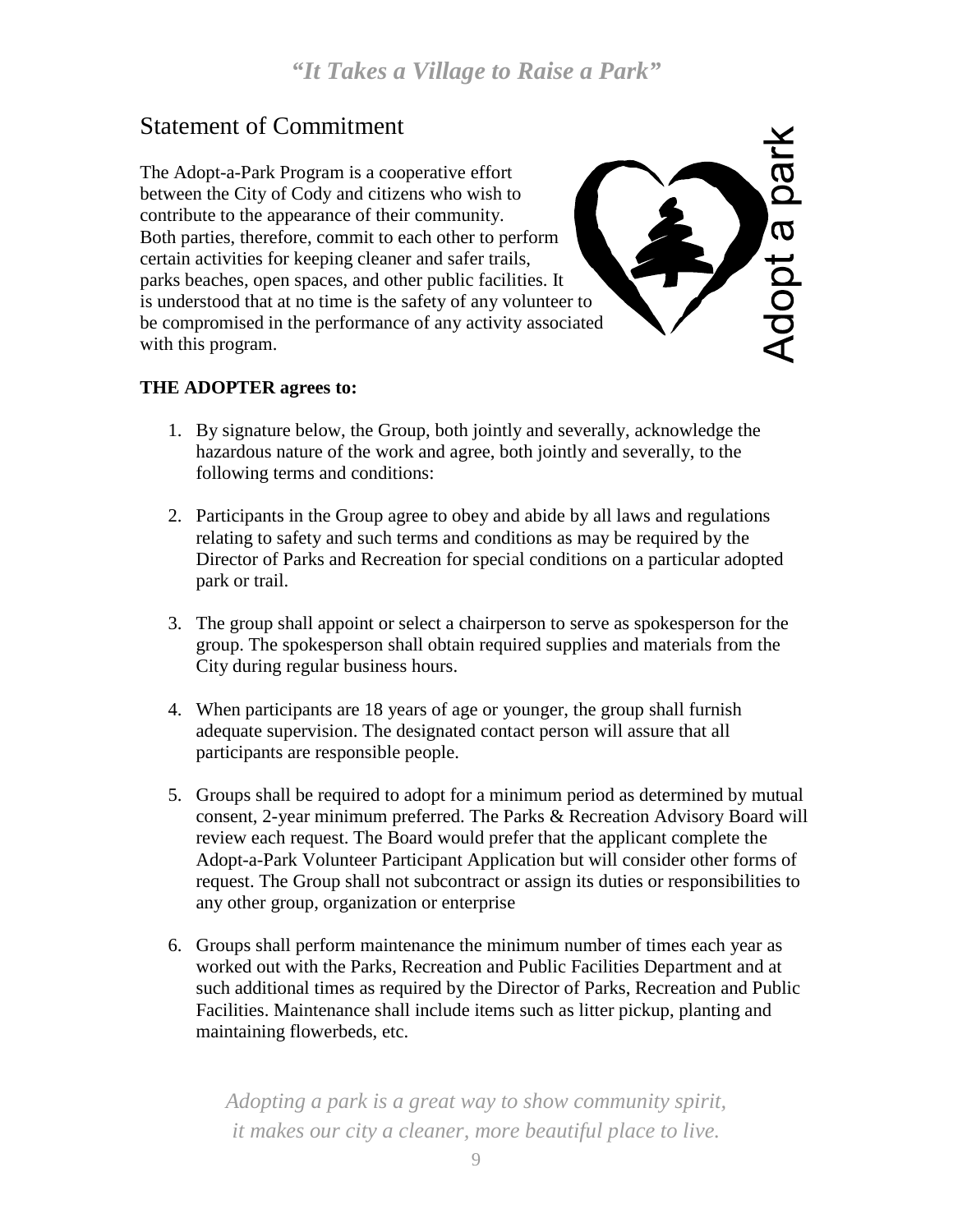*"It Takes a Village to Raise a Park"*

## Statement of Commitment

The Adopt-a-Park Program is a cooperative effort between the City of Cody and citizens who wish to contribute to the appearance of their community. Both parties, therefore, commit to each other to perform certain activities for keeping cleaner and safer trails, parks beaches, open spaces, and other public facilities. It is understood that at no time is the safety of any volunteer to be compromised in the performance of any activity associated with this program.

Adopt a park

**THE ADOPTER agrees to:**

1. By signature below, the Group, both jointly and severally, acknowledge the hazardous nature of the work and agree, both jointly and severally, to the following terms and conditions:

2. Participants in the Group agree to obey and abide by all laws and regulations relating to safety and such terms and conditions as may be required by the Director of Parks and Recreation for special conditions on a particular adopted park or trail.

3. The group shall appoint or select a chairperson to serve as spokesperson for the group. The spokesperson shall obtain required supplies and materials from the City during regular business hours.

4. When participants are 18 years of age or younger, the group shall furnish adequate supervision. The designated contact person will assure that all participants are responsible people.

5. Groups shall be required to adopt for a minimum period as determined by mutual consent, 2-year minimum preferred. The Parks & Recreation Advisory Board will review each request. The Board would prefer that the applicant complete the Adopt-a-Park Volunteer Participant Application but will consider other forms of request. The Group shall not subcontract or assign its duties or responsibilities to any other group, organization or enterprise

6. Groups shall perform maintenance the minimum number of times each year as worked out with the Parks, Recreation and Public Facilities Department and at such additional times as required by the Director of Parks, Recreation and Public Facilities. Maintenance shall include items such as litter pickup, planting and maintaining flowerbeds, etc.

*Adopting a park is a great way to show community spirit, it makes our city a cleaner, more beautiful place to live.*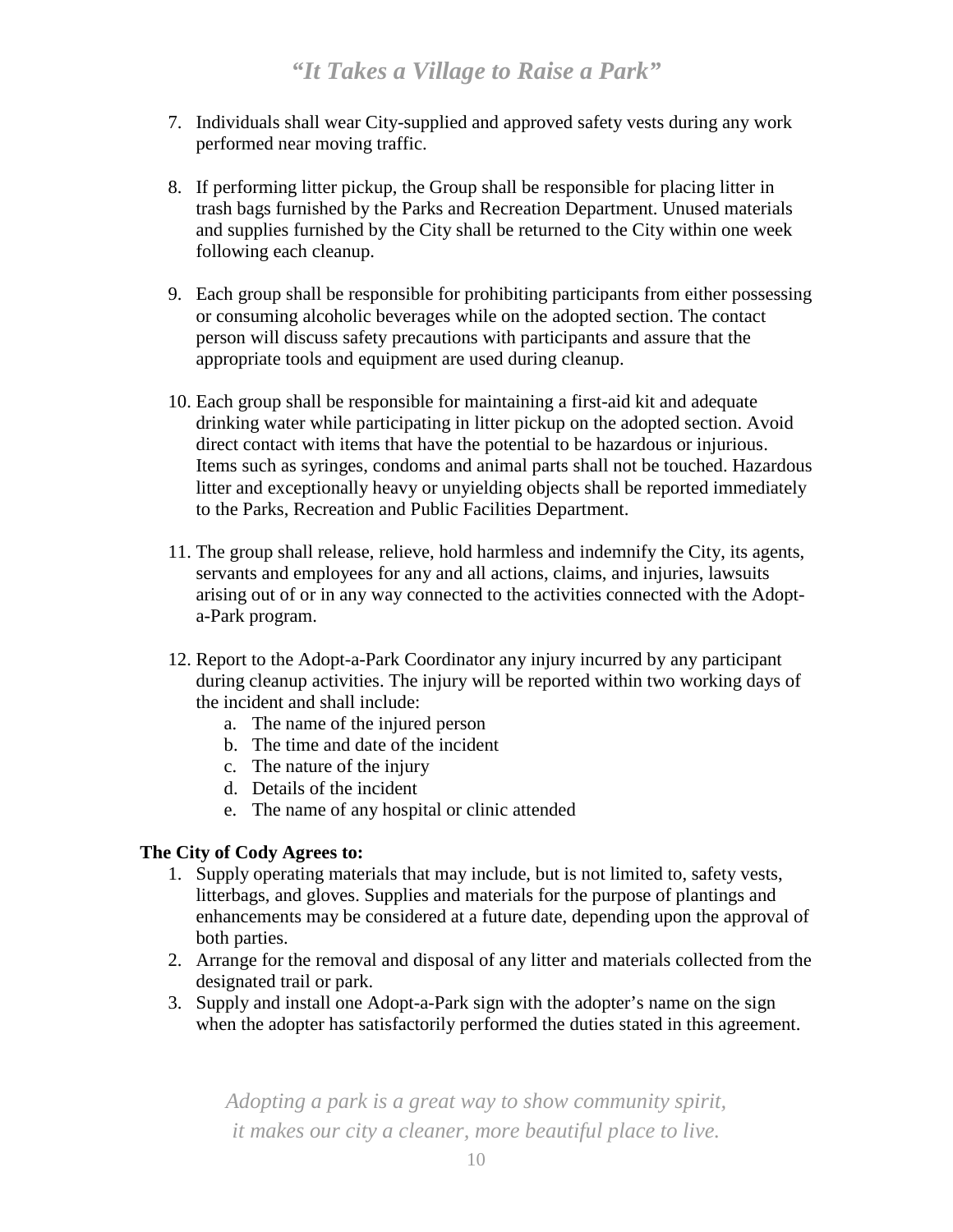7. Individuals shall wear City-supplied and approved safety vests during any work performed near moving traffic.

8. If performing litter pickup, the Group shall be responsible for placing litter in trash bags furnished by the Parks and Recreation Department. Unused materials and supplies furnished by the City shall be returned to the City within one week following each cleanup.

9. Each group shall be responsible for prohibiting participants from either possessing or consuming alcoholic beverages while on the adopted section. The contact person will discuss safety precautions with participants and assure that the appropriate tools and equipment are used during cleanup.

10. Each group shall be responsible for maintaining a first-aid kit and adequate drinking water while participating in litter pickup on the adopted section. Avoid direct contact with items that have the potential to be hazardous or injurious. Items such as syringes, condoms and animal parts shall not be touched. Hazardous litter and exceptionally heavy or unyielding objects shall be reported immediately to the Parks, Recreation and Public Facilities Department.

11. The group shall release, relieve, hold harmless and indemnify the City, its agents, servants and employees for any and all actions, claims, and injuries, lawsuits arising out of or in any way connected to the activities connected with the Adopt-a-Park program.

12. Report to the Adopt-a-Park Coordinator any injury incurred by any participant during cleanup activities. The injury will be reported within two working days of the incident and shall include:
    a. The name of the injured person
    b. The time and date of the incident
    c. The nature of the injury
    d. Details of the incident
    e. The name of any hospital or clinic attended

**The City of Cody Agrees to:**

1. Supply operating materials that may include, but is not limited to, safety vests, litterbags, and gloves. Supplies and materials for the purpose of plantings and enhancements may be considered at a future date, depending upon the approval of both parties.
2. Arrange for the removal and disposal of any litter and materials collected from the designated trail or park.
3. Supply and install one Adopt-a-Park sign with the adopter's name on the sign when the adopter has satisfactorily performed the duties stated in this agreement.

*Adopting a park is a great way to show community spirit, it makes our city a cleaner, more beautiful place to live.*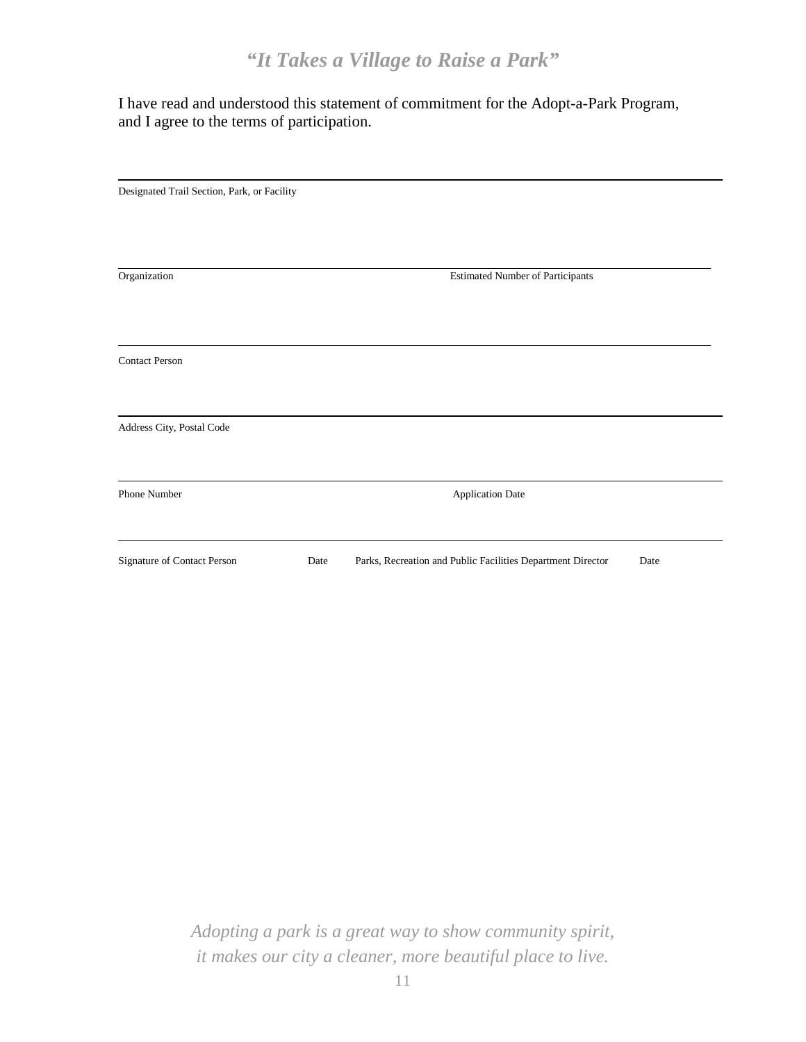## *"It Takes a Village to Raise a Park"*

I have read and understood this statement of commitment for the Adopt-a-Park Program, and I agree to the terms of participation.

---

Designated Trail Section, Park, or Facility

---

Organization Estimated Number of Participants

---

Contact Person

---

Address City, Postal Code

---

Phone Number Application Date

---

Signature of Contact Person Date Parks, Recreation and Public Facilities Department Director Date

*Adopting a park is a great way to show community spirit, it makes our city a cleaner, more beautiful place to live.*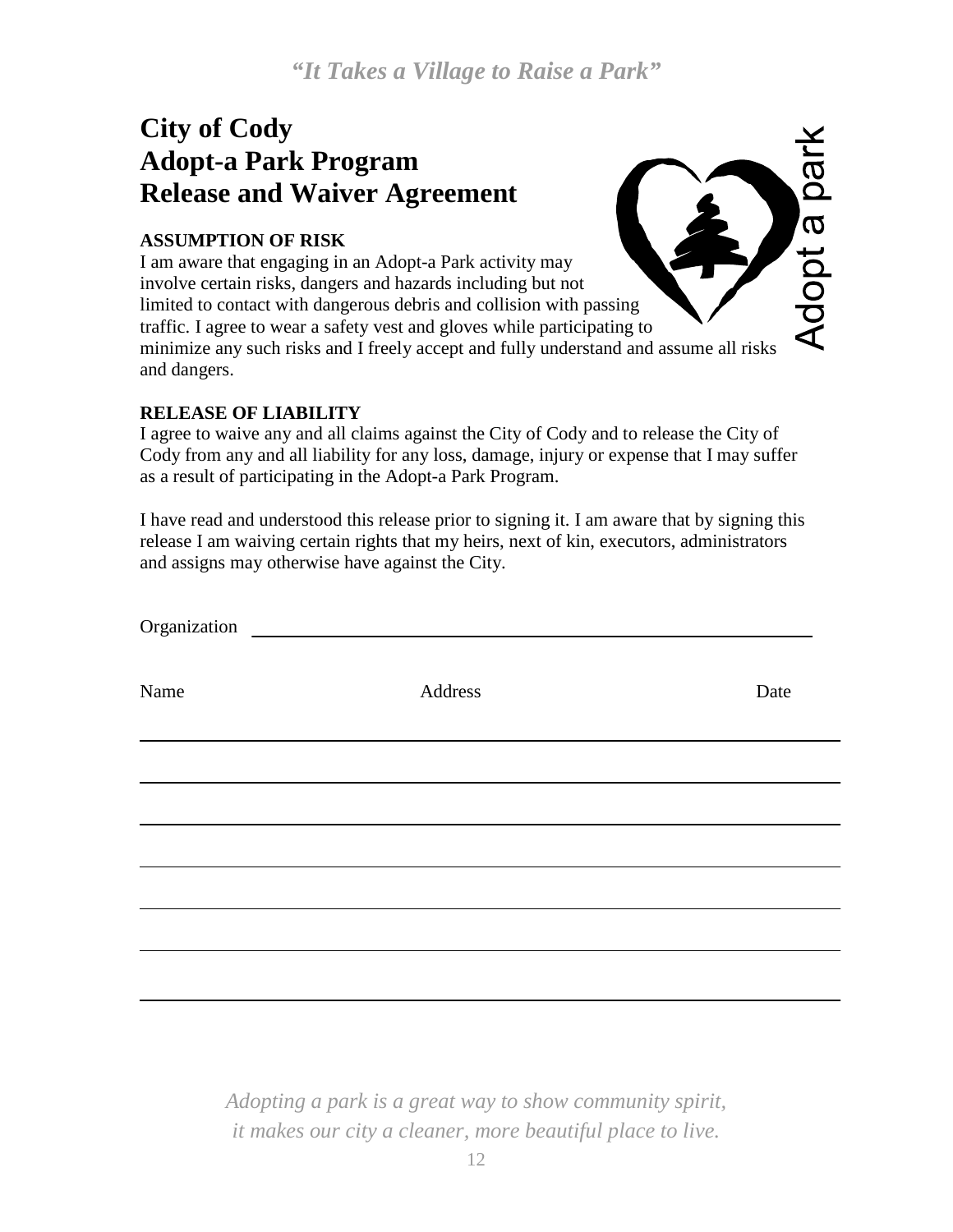*"It Takes a Village to Raise a Park"*

# City of Cody
# Adopt-a Park Program
# Release and Waiver Agreement

Adopt a park

**ASSUMPTION OF RISK**

I am aware that engaging in an Adopt-a Park activity may involve certain risks, dangers and hazards including but not limited to contact with dangerous debris and collision with passing traffic. I agree to wear a safety vest and gloves while participating to minimize any such risks and I freely accept and fully understand and assume all risks and dangers.

**RELEASE OF LIABILITY**

I agree to waive any and all claims against the City of Cody and to release the City of Cody from any and all liability for any loss, damage, injury or expense that I may suffer as a result of participating in the Adopt-a Park Program.

I have read and understood this release prior to signing it. I am aware that by signing this release I am waiving certain rights that my heirs, next of kin, executors, administrators and assigns may otherwise have against the City.

Organization ______________________________________________

| Name | Address | Date |
|---|---|---|
| | | |
| | | |
| | | |
| | | |
| | | |
| | | |
| | | |

*Adopting a park is a great way to show community spirit, it makes our city a cleaner, more beautiful place to live.*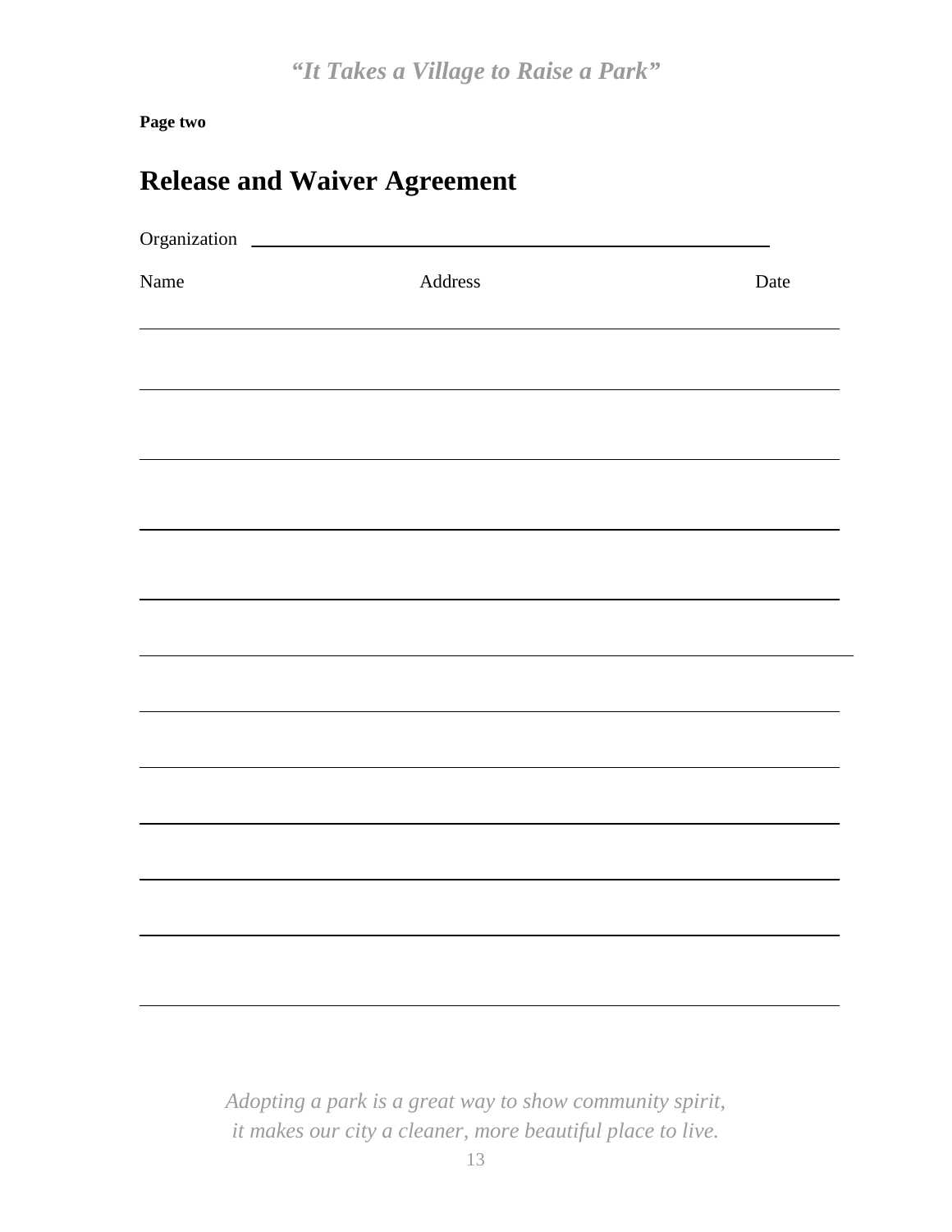**Page two**

# Release and Waiver Agreement

Organization ____________________________________________

| Name | Address | Date |
| --- | --- | --- |
| | | |
| | | |
| | | |
| | | |
| | | |
| | | |
| | | |
| | | |
| | | |
| | | |
| | | |
| | | |

*Adopting a park is a great way to show community spirit, it makes our city a cleaner, more beautiful place to live.*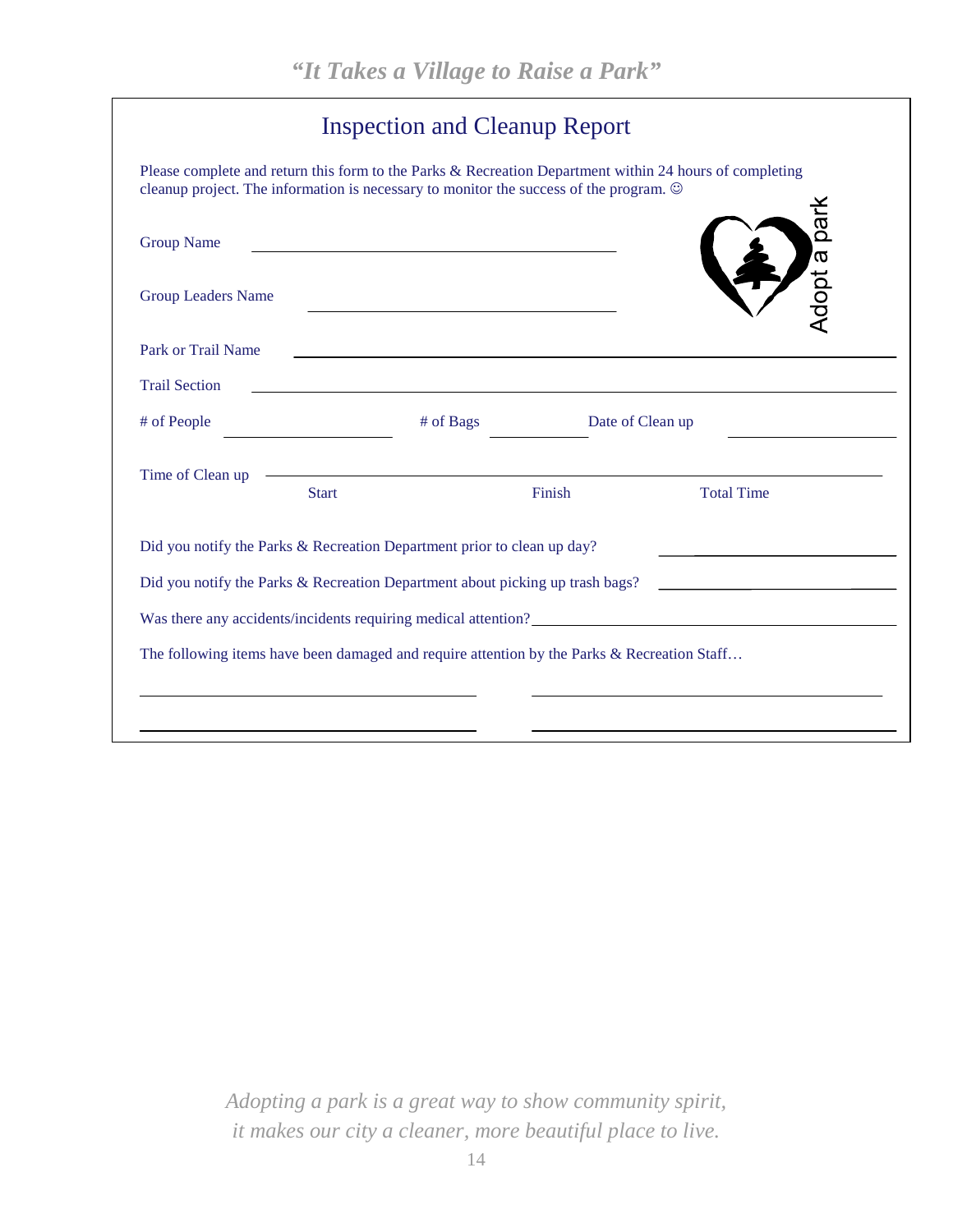*"It Takes a Village to Raise a Park"*

# Inspection and Cleanup Report

Please complete and return this form to the Parks & Recreation Department within 24 hours of completing cleanup project. The information is necessary to monitor the success of the program. ☺

Adopt a park

Group Name \_\_\_\_\_\_\_\_\_\_\_\_\_\_\_\_\_\_\_\_\_\_\_\_\_\_\_\_\_\_\_\_\_\_\_\_\_\_\_\_

Group Leaders Name \_\_\_\_\_\_\_\_\_\_\_\_\_\_\_\_\_\_\_\_\_\_\_\_\_\_\_\_\_\_\_\_\_\_\_\_

Park or Trail Name \_\_\_\_\_\_\_\_\_\_\_\_\_\_\_\_\_\_\_\_\_\_\_\_\_\_\_\_\_\_\_\_\_\_\_\_\_\_\_\_\_\_\_\_\_\_\_\_\_\_\_\_\_\_\_\_\_\_\_\_

Trail Section \_\_\_\_\_\_\_\_\_\_\_\_\_\_\_\_\_\_\_\_\_\_\_\_\_\_\_\_\_\_\_\_\_\_\_\_\_\_\_\_\_\_\_\_\_\_\_\_\_\_\_\_\_\_\_\_\_\_\_\_\_\_\_\_\_\_

\# of People \_\_\_\_\_\_\_\_\_\_\_\_\_\_\_\_\_\_ # of Bags \_\_\_\_\_\_\_\_\_\_\_ Date of Clean up \_\_\_\_\_\_\_\_\_\_\_\_\_\_\_\_\_\_

Time of Clean up \_\_\_\_\_\_\_\_\_\_\_\_\_\_\_\_\_\_\_\_\_\_\_\_\_\_\_\_\_\_\_\_\_\_\_\_\_\_\_\_\_\_\_\_\_\_\_\_\_\_\_\_\_\_\_\_\_\_\_\_\_\_\_\_

Start Finish Total Time

Did you notify the Parks & Recreation Department prior to clean up day? \_\_\_\_\_\_\_\_\_\_\_\_\_\_\_\_\_\_\_\_\_\_\_\_\_\_

Did you notify the Parks & Recreation Department about picking up trash bags? \_\_\_\_\_\_\_\_\_\_\_\_\_\_\_\_\_\_\_\_\_\_\_\_\_\_

Was there any accidents/incidents requiring medical attention?\_\_\_\_\_\_\_\_\_\_\_\_\_\_\_\_\_\_\_\_\_\_\_\_\_\_\_\_\_\_\_\_\_\_\_\_\_\_\_\_

The following items have been damaged and require attention by the Parks & Recreation Staff…

\_\_\_\_\_\_\_\_\_\_\_\_\_\_\_\_\_\_\_\_\_\_\_\_\_\_\_\_\_\_\_\_\_\_\_\_\_\_ \_\_\_\_\_\_\_\_\_\_\_\_\_\_\_\_\_\_\_\_\_\_\_\_\_\_\_\_\_\_\_\_\_\_\_\_\_\_

\_\_\_\_\_\_\_\_\_\_\_\_\_\_\_\_\_\_\_\_\_\_\_\_\_\_\_\_\_\_\_\_\_\_\_\_\_\_ \_\_\_\_\_\_\_\_\_\_\_\_\_\_\_\_\_\_\_\_\_\_\_\_\_\_\_\_\_\_\_\_\_\_\_\_\_\_

*Adopting a park is a great way to show community spirit,*
*it makes our city a cleaner, more beautiful place to live.*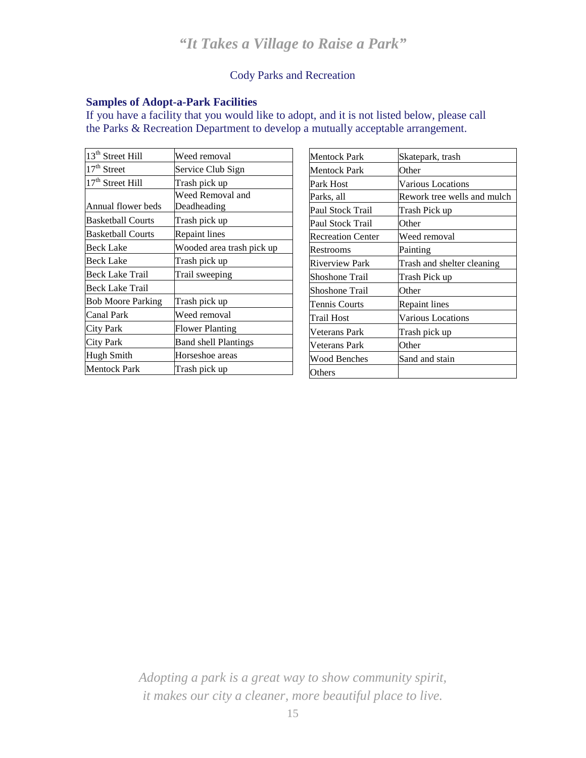## "It Takes a Village to Raise a Park"

Cody Parks and Recreation

### Samples of Adopt-a-Park Facilities

If you have a facility that you would like to adopt, and it is not listed below, please call the Parks & Recreation Department to develop a mutually acceptable arrangement.

| Facility | Task |
|---|---|
| 13th Street Hill | Weed removal |
| 17th Street | Service Club Sign |
| 17th Street Hill | Trash pick up |
| Annual flower beds | Weed Removal and Deadheading |
| Basketball Courts | Trash pick up |
| Basketball Courts | Repaint lines |
| Beck Lake | Wooded area trash pick up |
| Beck Lake | Trash pick up |
| Beck Lake Trail | Trail sweeping |
| Beck Lake Trail | |
| Bob Moore Parking | Trash pick up |
| Canal Park | Weed removal |
| City Park | Flower Planting |
| City Park | Band shell Plantings |
| Hugh Smith | Horseshoe areas |
| Mentock Park | Trash pick up |
| Mentock Park | Skatepark, trash |
| Mentock Park | Other |
| Park Host | Various Locations |
| Parks, all | Rework tree wells and mulch |
| Paul Stock Trail | Trash Pick up |
| Paul Stock Trail | Other |
| Recreation Center | Weed removal |
| Restrooms | Painting |
| Riverview Park | Trash and shelter cleaning |
| Shoshone Trail | Trash Pick up |
| Shoshone Trail | Other |
| Tennis Courts | Repaint lines |
| Trail Host | Various Locations |
| Veterans Park | Trash pick up |
| Veterans Park | Other |
| Wood Benches | Sand and stain |
| Others | |

*Adopting a park is a great way to show community spirit, it makes our city a cleaner, more beautiful place to live.*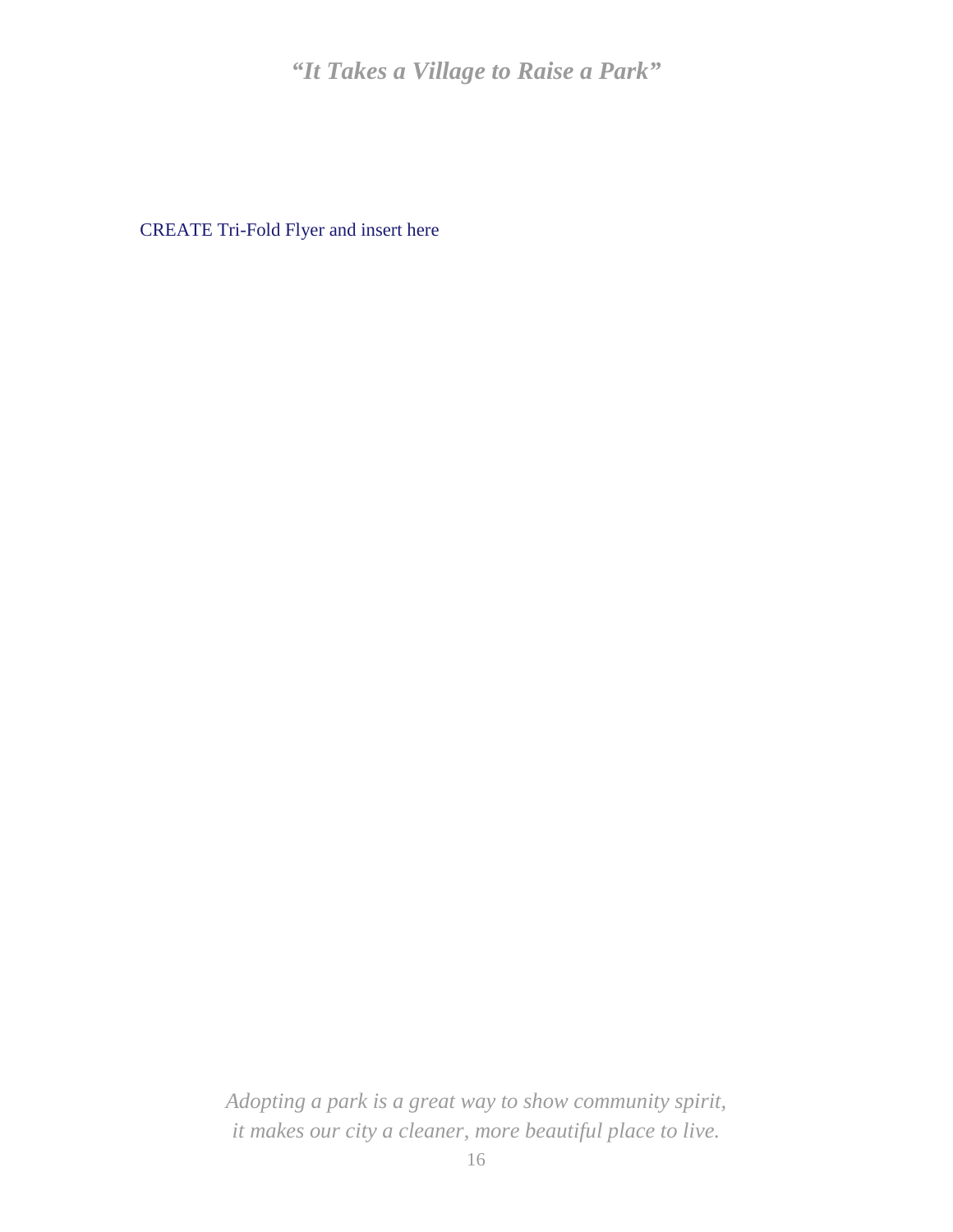CREATE Tri-Fold Flyer and insert here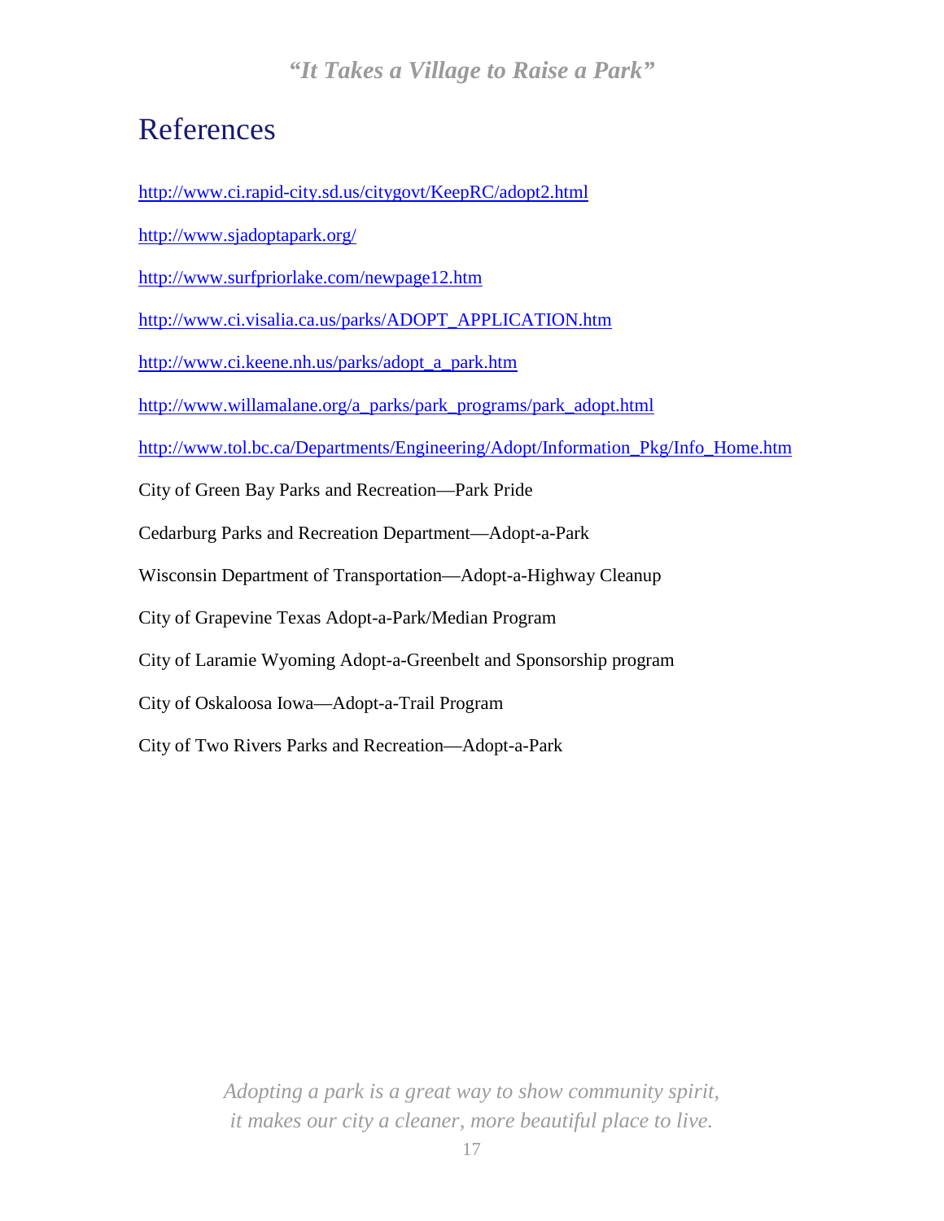# References

http://www.ci.rapid-city.sd.us/citygovt/KeepRC/adopt2.html

http://www.sjadoptapark.org/

http://www.surfpriorlake.com/newpage12.htm

http://www.ci.visalia.ca.us/parks/ADOPT_APPLICATION.htm

http://www.ci.keene.nh.us/parks/adopt_a_park.htm

http://www.willamalane.org/a_parks/park_programs/park_adopt.html

http://www.tol.bc.ca/Departments/Engineering/Adopt/Information_Pkg/Info_Home.htm

City of Green Bay Parks and Recreation—Park Pride

Cedarburg Parks and Recreation Department—Adopt-a-Park

Wisconsin Department of Transportation—Adopt-a-Highway Cleanup

City of Grapevine Texas Adopt-a-Park/Median Program

City of Laramie Wyoming Adopt-a-Greenbelt and Sponsorship program

City of Oskaloosa Iowa—Adopt-a-Trail Program

City of Two Rivers Parks and Recreation—Adopt-a-Park